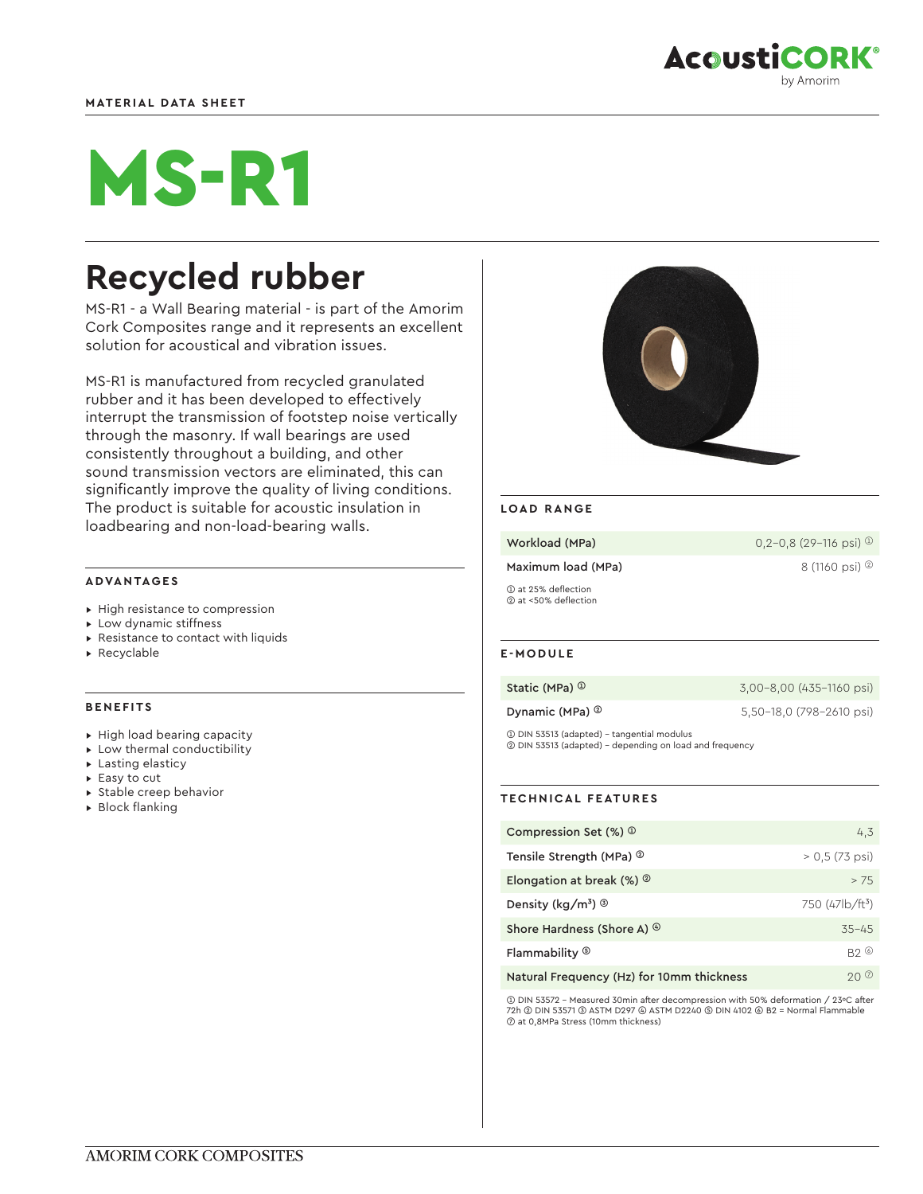MATERIAL DATA SHEET

# MS-R1

## Recycled rubber

MS-R1 - a Wall Bearing material - is part of the Amorim Cork Composites range and it represents an excellent solution for acoustical and vibration issues.

MS-R1 is manufactured from recycled granulated rubber and it has been developed to effectively interrupt the transmission of footstep noise vertically through the masonry. If wall bearings are used consistently throughout a building, and other sound transmission vectors are eliminated, this can significantly improve the quality of living conditions. The product is suitable for acoustic insulation in loadbearing and non-load-bearing walls.

### ADVANTAGES

- High resistance to compression
- Low dynamic stiffness
- Resistance to contact with liquids
- Recyclable

### BENEFITS

- High load bearing capacity
- Low thermal conductibility
- Lasting elasticy
- Easy to cut
- Stable creep behavior
- Block flanking

### LOAD RANGE

| | |
|---|---|
| Workload (MPa) | 0,2–0,8 (29–116 psi) ① |
| Maximum load (MPa) | 8 (1160 psi) ② |

① at 25% deflection
② at <50% deflection

### E-MODULE

| | |
|---|---|
| Static (MPa) ① | 3,00–8,00 (435–1160 psi) |
| Dynamic (MPa) ② | 5,50–18,0 (798–2610 psi) |

① DIN 53513 (adapted) – tangential modulus
② DIN 53513 (adapted) – depending on load and frequency

### TECHNICAL FEATURES

| | |
|---|---|
| Compression Set (%) ① | 4,3 |
| Tensile Strength (MPa) ② | > 0,5 (73 psi) |
| Elongation at break (%) ② | > 75 |
| Density (kg/m³) ③ | 750 (47lb/ft³) |
| Shore Hardness (Shore A) ④ | 35–45 |
| Flammability ⑤ | B2 ⑥ |
| Natural Frequency (Hz) for 10mm thickness | 20 ⑦ |

① DIN 53572 – Measured 30min after decompression with 50% deformation / 23ºC after 72h ② DIN 53571 ③ ASTM D297 ④ ASTM D2240 ⑤ DIN 4102 ⑥ B2 = Normal Flammable ⑦ at 0,8MPa Stress (10mm thickness)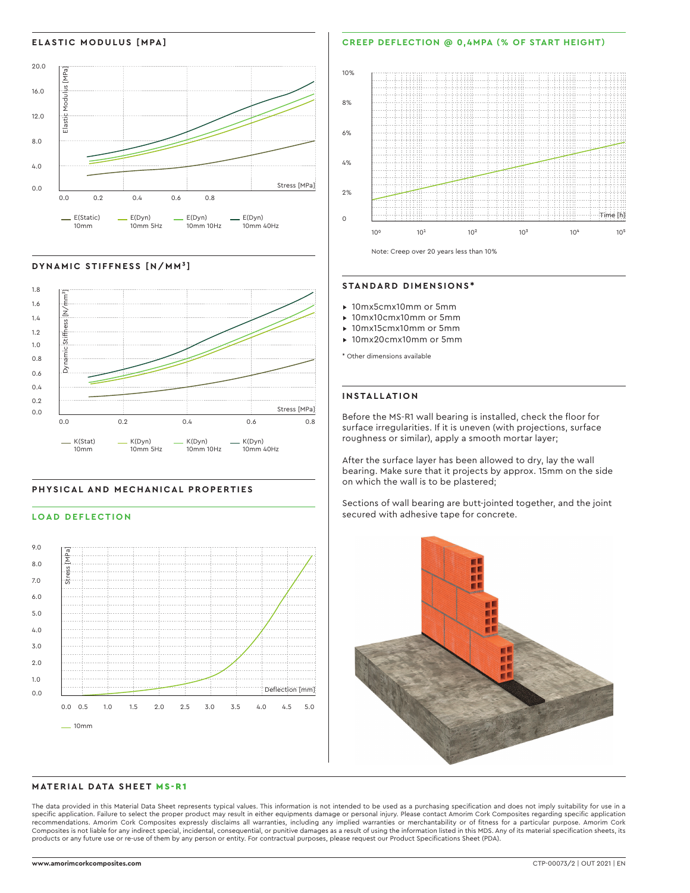## ELASTIC MODULUS [MPA]

20.0
16.0
12.0
8.0
4.0
0.0

Elastic Modulus [MPa]

0.0 0.2 0.4 0.6 0.8

Stress [MPa]

E(Static) 10mm
E(Dyn) 10mm 5Hz
E(Dyn) 10mm 10Hz
E(Dyn) 10mm 40Hz

## DYNAMIC STIFFNESS [N/MM³]

1.8
1.6
1.4
1.2
1.0
0.8
0.6
0.4
0.2
0.0

Dynamic Stiffness [N/mm³]

0.0 0.2 0.4 0.6 0.8

Stress [MPa]

K(Stat) 10mm
K(Dyn) 10mm 5Hz
K(Dyn) 10mm 10Hz
K(Dyn) 10mm 40Hz

## PHYSICAL AND MECHANICAL PROPERTIES

### LOAD DEFLECTION

9.0
8.0
7.0
6.0
5.0
4.0
3.0
2.0
1.0
0.0

Stress [MPa]

0.0 0.5 1.0 1.5 2.0 2.5 3.0 3.5 4.0 4.5 5.0

Deflection [mm]

10mm

## CREEP DEFLECTION @ 0,4MPA (% OF START HEIGHT)

10%
8%
6%
4%
2%
0

$10^0$ $10^1$ $10^2$ $10^3$ $10^4$ $10^5$

Time [h]

Note: Creep over 20 years less than 10%

## STANDARD DIMENSIONS*

- 10mx5cmx10mm or 5mm
- 10mx10cmx10mm or 5mm
- 10mx15cmx10mm or 5mm
- 10mx20cmx10mm or 5mm

* Other dimensions available

## INSTALLATION

Before the MS-R1 wall bearing is installed, check the floor for surface irregularities. If it is uneven (with projections, surface roughness or similar), apply a smooth mortar layer;

After the surface layer has been allowed to dry, lay the wall bearing. Make sure that it projects by approx. 15mm on the side on which the wall is to be plastered;

Sections of wall bearing are butt-jointed together, and the joint secured with adhesive tape for concrete.

## MATERIAL DATA SHEET MS-R1

The data provided in this Material Data Sheet represents typical values. This information is not intended to be used as a purchasing specification and does not imply suitability for use in a specific application. Failure to select the proper product may result in either equipments damage or personal injury. Please contact Amorim Cork Composites regarding specific application recommendations. Amorim Cork Composites expressly disclaims all warranties, including any implied warranties or merchantability or of fitness for a particular purpose. Amorim Cork Composites is not liable for any indirect special, incidental, consequential, or punitive damages as a result of using the information listed in this MDS. Any of its material specification sheets, its products or any future use or re-use of them by any person or entity. For contractual purposes, please request our Product Specifications Sheet (PDA).

www.amorimcorkcomposites.com

CTP-00073/2 | OUT 2021 | EN